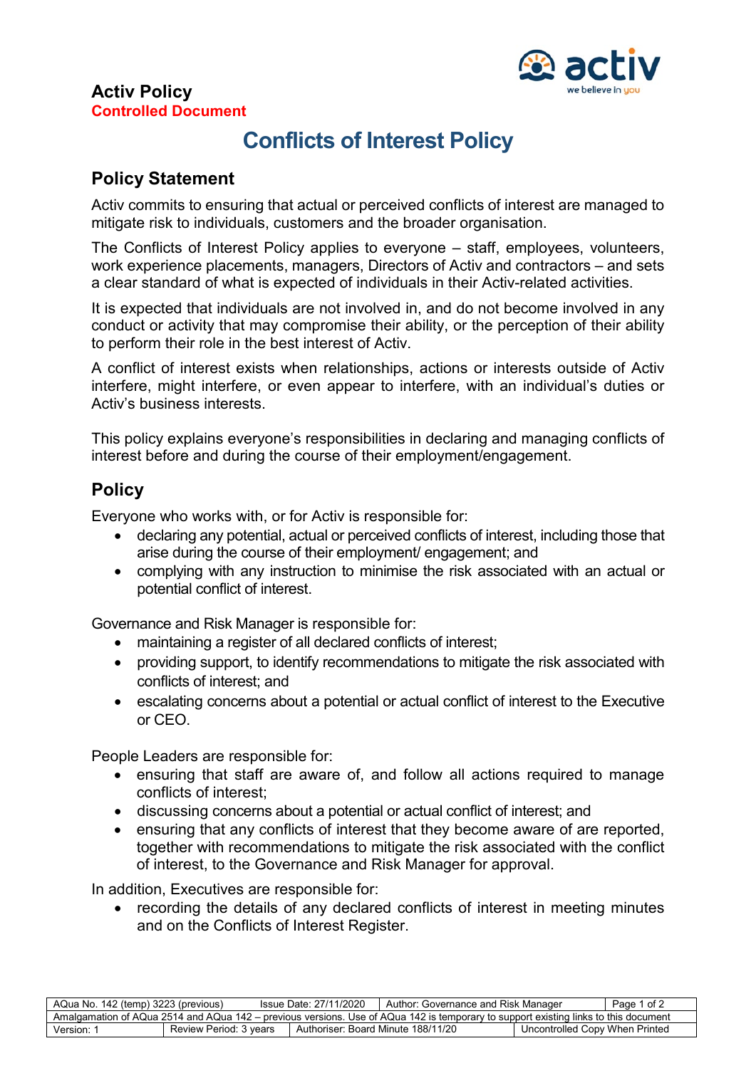**Activ Policy**
**Controlled Document**

# Conflicts of Interest Policy

## Policy Statement

Activ commits to ensuring that actual or perceived conflicts of interest are managed to mitigate risk to individuals, customers and the broader organisation.

The Conflicts of Interest Policy applies to everyone – staff, employees, volunteers, work experience placements, managers, Directors of Activ and contractors – and sets a clear standard of what is expected of individuals in their Activ-related activities.

It is expected that individuals are not involved in, and do not become involved in any conduct or activity that may compromise their ability, or the perception of their ability to perform their role in the best interest of Activ.

A conflict of interest exists when relationships, actions or interests outside of Activ interfere, might interfere, or even appear to interfere, with an individual's duties or Activ's business interests.

This policy explains everyone's responsibilities in declaring and managing conflicts of interest before and during the course of their employment/engagement.

## Policy

Everyone who works with, or for Activ is responsible for:

- declaring any potential, actual or perceived conflicts of interest, including those that arise during the course of their employment/ engagement; and
- complying with any instruction to minimise the risk associated with an actual or potential conflict of interest.

Governance and Risk Manager is responsible for:

- maintaining a register of all declared conflicts of interest;
- providing support, to identify recommendations to mitigate the risk associated with conflicts of interest; and
- escalating concerns about a potential or actual conflict of interest to the Executive or CEO.

People Leaders are responsible for:

- ensuring that staff are aware of, and follow all actions required to manage conflicts of interest;
- discussing concerns about a potential or actual conflict of interest; and
- ensuring that any conflicts of interest that they become aware of are reported, together with recommendations to mitigate the risk associated with the conflict of interest, to the Governance and Risk Manager for approval.

In addition, Executives are responsible for:

- recording the details of any declared conflicts of interest in meeting minutes and on the Conflicts of Interest Register.

| AQua No. 142 (temp) 3223 (previous) | Issue Date: 27/11/2020 | Author: Governance and Risk Manager |
|---|---|---|
| Amalgamation of AQua 2514 and AQua 142 – previous versions. Use of AQua 142 is temporary to support existing links to this document | | |
| Version: 1 | Review Period: 3 years | Authoriser: Board Minute 188/11/20 |
| Uncontrolled Copy When Printed | | |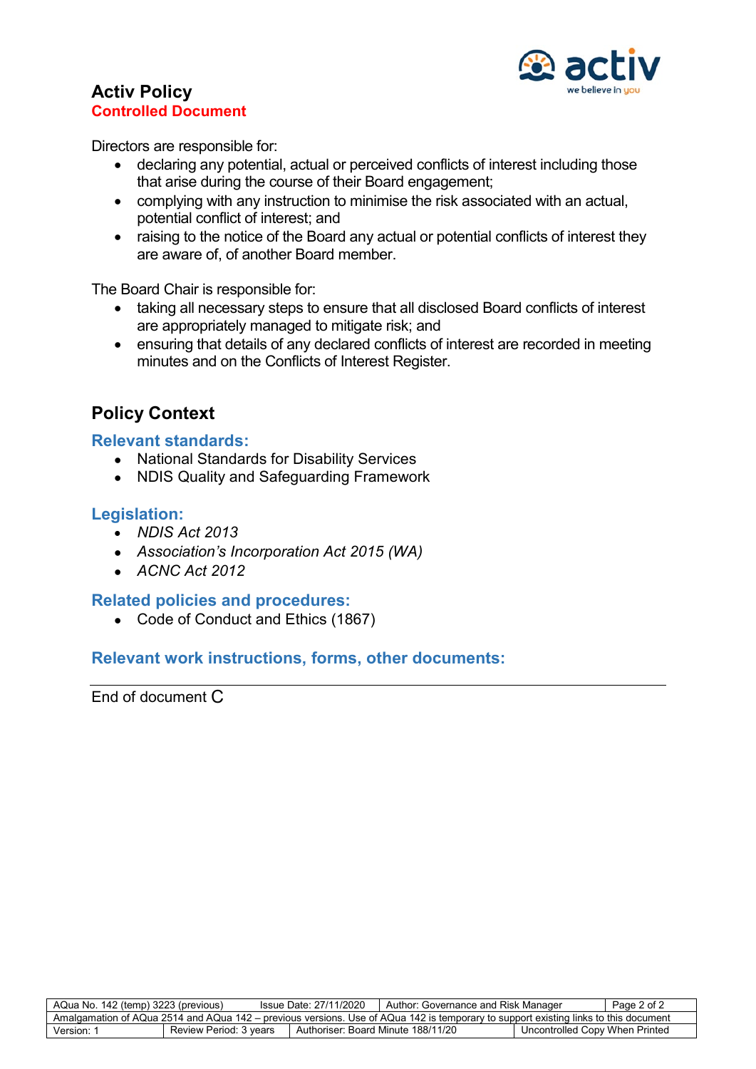Directors are responsible for:

- declaring any potential, actual or perceived conflicts of interest including those that arise during the course of their Board engagement;
- complying with any instruction to minimise the risk associated with an actual, potential conflict of interest; and
- raising to the notice of the Board any actual or potential conflicts of interest they are aware of, of another Board member.

The Board Chair is responsible for:

- taking all necessary steps to ensure that all disclosed Board conflicts of interest are appropriately managed to mitigate risk; and
- ensuring that details of any declared conflicts of interest are recorded in meeting minutes and on the Conflicts of Interest Register.

## Policy Context

### Relevant standards:

- National Standards for Disability Services
- NDIS Quality and Safeguarding Framework

### Legislation:

- *NDIS Act 2013*
- *Association's Incorporation Act 2015 (WA)*
- *ACNC Act 2012*

### Related policies and procedures:

- Code of Conduct and Ethics (1867)

### Relevant work instructions, forms, other documents:

---

End of document C